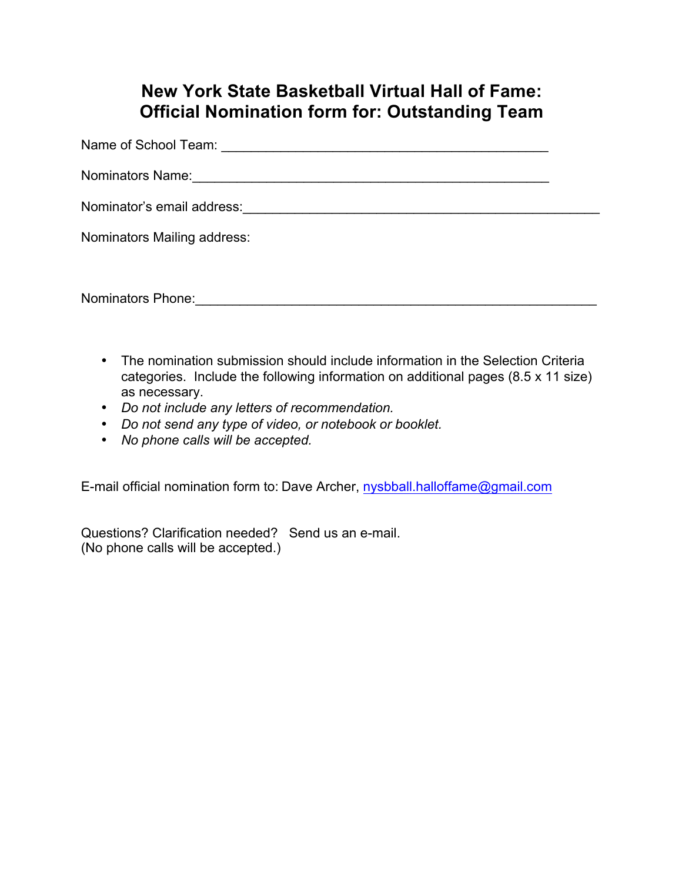# New York State Basketball Virtual Hall of Fame: Official Nomination form for: Outstanding Team

Name of School Team: ____________________________________________

Nominators Name:________________________________________________

Nominator's email address:_________________________________________________

Nominators Mailing address:

Nominators Phone:_______________________________________________________

- The nomination submission should include information in the Selection Criteria categories. Include the following information on additional pages (8.5 x 11 size) as necessary.
- *Do not include any letters of recommendation.*
- *Do not send any type of video, or notebook or booklet.*
- *No phone calls will be accepted.*

E-mail official nomination form to: Dave Archer, nysbball.halloffame@gmail.com

Questions? Clarification needed? Send us an e-mail.
(No phone calls will be accepted.)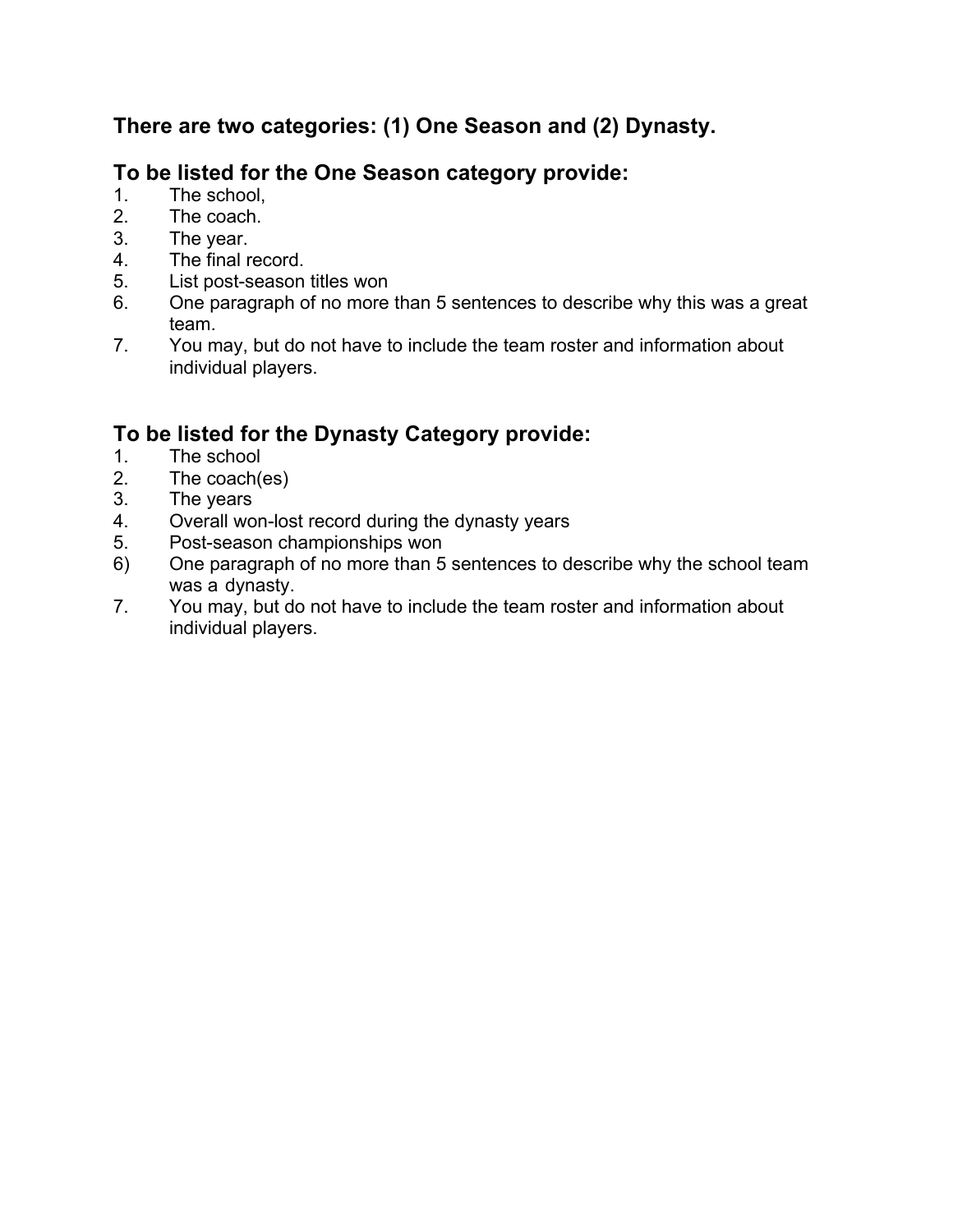### There are two categories: (1) One Season and (2) Dynasty.

### To be listed for the One Season category provide:

1. The school,
2. The coach.
3. The year.
4. The final record.
5. List post-season titles won
6. One paragraph of no more than 5 sentences to describe why this was a great team.
7. You may, but do not have to include the team roster and information about individual players.

### To be listed for the Dynasty Category provide:

1. The school
2. The coach(es)
3. The years
4. Overall won-lost record during the dynasty years
5. Post-season championships won
6) One paragraph of no more than 5 sentences to describe why the school team was a dynasty.
7. You may, but do not have to include the team roster and information about individual players.